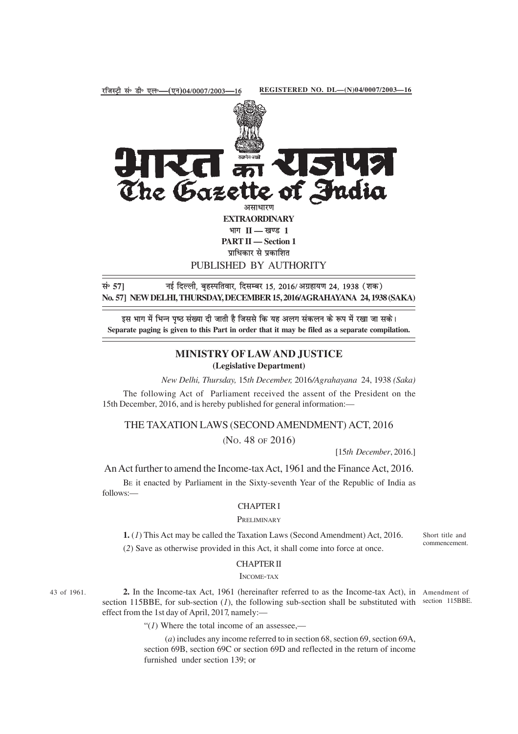रजिस्ट्री सं॰ डी॰ एल॰—(एन)04/0007/2003—16 REGISTERED NO. DL—(N)04/0007/2003—16

# भारत का राजपत्र
# The Gazette of India

असाधारण

**EXTRAORDINARY**

भाग II — खण्ड 1

**PART II — Section 1**

प्राधिकार से प्रकाशित

PUBLISHED BY AUTHORITY

सं॰ 57] नई दिल्ली, बृहस्पतिवार, दिसम्बर 15, 2016/ अग्रहायण 24, 1938 (शक)

**No. 57] NEW DELHI, THURSDAY, DECEMBER 15, 2016/AGRAHAYANA 24, 1938 (SAKA)**

इस भाग में भिन्न पृष्ठ संख्या दी जाती है जिससे कि यह अलग संकलन के रूप में रखा जा सके।

**Separate paging is given to this Part in order that it may be filed as a separate compilation.**

## MINISTRY OF LAW AND JUSTICE
**(Legislative Department)**

*New Delhi, Thursday,* 15*th December,* 2016*/Agrahayana* 24, 1938 *(Saka)*

The following Act of Parliament received the assent of the President on the 15th December, 2016, and is hereby published for general information:—

## THE TAXATION LAWS (SECOND AMENDMENT) ACT, 2016

(No. 48 of 2016)

[15*th December*, 2016.]

An Act further to amend the Income-tax Act, 1961 and the Finance Act, 2016.

Be it enacted by Parliament in the Sixty-seventh Year of the Republic of India as follows:—

### CHAPTER I

PRELIMINARY

Short title and commencement.

**1.** (*1*) This Act may be called the Taxation Laws (Second Amendment) Act, 2016.

(*2*) Save as otherwise provided in this Act, it shall come into force at once.

### CHAPTER II

INCOME-TAX

43 of 1961.

Amendment of section 115BBE.

**2.** In the Income-tax Act, 1961 (hereinafter referred to as the Income-tax Act), in section 115BBE, for sub-section (*1*), the following sub-section shall be substituted with effect from the 1st day of April, 2017, namely:—

"(*1*) Where the total income of an assessee,—

(*a*) includes any income referred to in section 68, section 69, section 69A, section 69B, section 69C or section 69D and reflected in the return of income furnished under section 139; or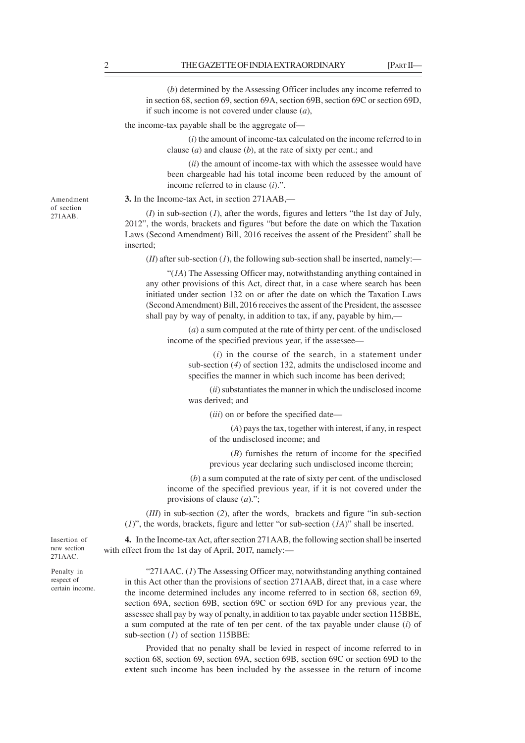(*b*) determined by the Assessing Officer includes any income referred to in section 68, section 69, section 69A, section 69B, section 69C or section 69D, if such income is not covered under clause (*a*),

the income-tax payable shall be the aggregate of—

(*i*) the amount of income-tax calculated on the income referred to in clause (*a*) and clause (*b*), at the rate of sixty per cent.; and

(*ii*) the amount of income-tax with which the assessee would have been chargeable had his total income been reduced by the amount of income referred to in clause (*i*).".

Amendment of section 271AAB.

**3.** In the Income-tax Act, in section 271AAB,—

(*I*) in sub-section (*1*), after the words, figures and letters "the 1st day of July, 2012", the words, brackets and figures "but before the date on which the Taxation Laws (Second Amendment) Bill, 2016 receives the assent of the President" shall be inserted;

(*II*) after sub-section (*1*), the following sub-section shall be inserted, namely:—

"(*1A*) The Assessing Officer may, notwithstanding anything contained in any other provisions of this Act, direct that, in a case where search has been initiated under section 132 on or after the date on which the Taxation Laws (Second Amendment) Bill, 2016 receives the assent of the President, the assessee shall pay by way of penalty, in addition to tax, if any, payable by him,—

(*a*) a sum computed at the rate of thirty per cent. of the undisclosed income of the specified previous year, if the assessee—

(*i*) in the course of the search, in a statement under sub-section (*4*) of section 132, admits the undisclosed income and specifies the manner in which such income has been derived;

(*ii*) substantiates the manner in which the undisclosed income was derived; and

(*iii*) on or before the specified date—

(*A*) pays the tax, together with interest, if any, in respect of the undisclosed income; and

(*B*) furnishes the return of income for the specified previous year declaring such undisclosed income therein;

(*b*) a sum computed at the rate of sixty per cent. of the undisclosed income of the specified previous year, if it is not covered under the provisions of clause (*a*).";

(*III*) in sub-section (*2*), after the words, brackets and figure "in sub-section (*1*)", the words, brackets, figure and letter "or sub-section (*1A*)" shall be inserted.

Insertion of new section 271AAC.

**4.** In the Income-tax Act, after section 271AAB, the following section shall be inserted with effect from the 1st day of April, 2017, namely:—

Penalty in respect of certain income.

"271AAC. (*1*) The Assessing Officer may, notwithstanding anything contained in this Act other than the provisions of section 271AAB, direct that, in a case where the income determined includes any income referred to in section 68, section 69, section 69A, section 69B, section 69C or section 69D for any previous year, the assessee shall pay by way of penalty, in addition to tax payable under section 115BBE, a sum computed at the rate of ten per cent. of the tax payable under clause (*i*) of sub-section (*1*) of section 115BBE:

Provided that no penalty shall be levied in respect of income referred to in section 68, section 69, section 69A, section 69B, section 69C or section 69D to the extent such income has been included by the assessee in the return of income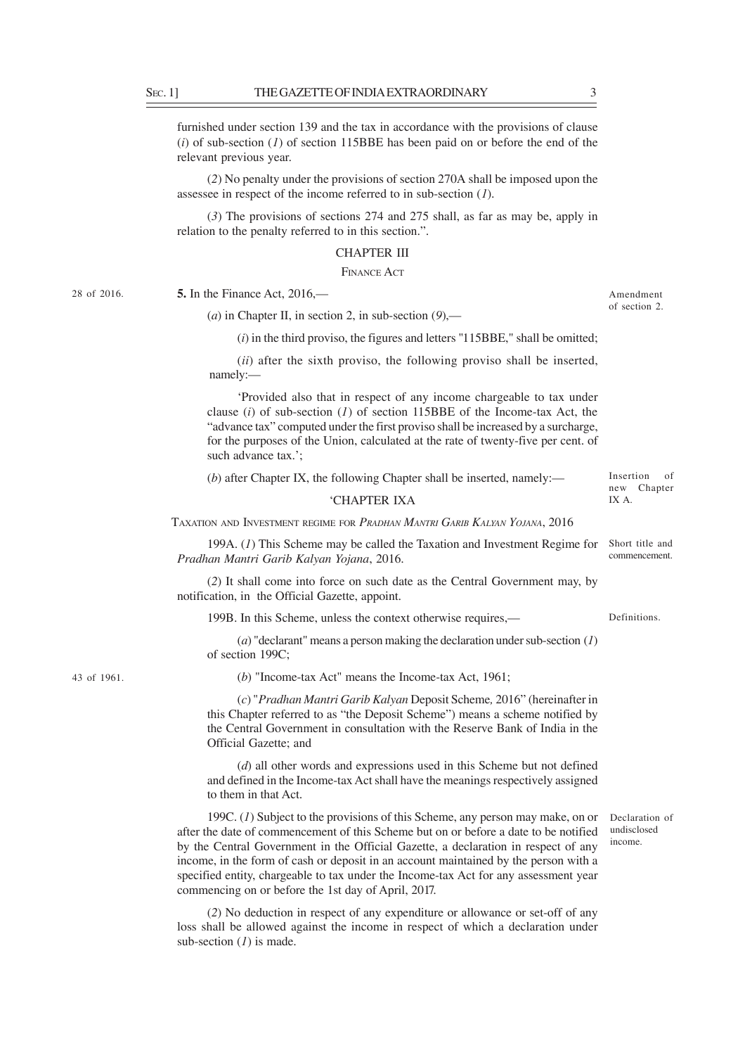furnished under section 139 and the tax in accordance with the provisions of clause (*i*) of sub-section (*1*) of section 115BBE has been paid on or before the end of the relevant previous year.

(*2*) No penalty under the provisions of section 270A shall be imposed upon the assessee in respect of the income referred to in sub-section (*1*).

(*3*) The provisions of sections 274 and 275 shall, as far as may be, apply in relation to the penalty referred to in this section.".

CHAPTER III

FINANCE ACT

28 of 2016.

**5.** In the Finance Act, 2016,—

Amendment of section 2.

(*a*) in Chapter II, in section 2, in sub-section (*9*),—

(*i*) in the third proviso, the figures and letters "115BBE," shall be omitted;

(*ii*) after the sixth proviso, the following proviso shall be inserted, namely:—

'Provided also that in respect of any income chargeable to tax under clause (*i*) of sub-section (*1*) of section 115BBE of the Income-tax Act, the "advance tax" computed under the first proviso shall be increased by a surcharge, for the purposes of the Union, calculated at the rate of twenty-five per cent. of such advance tax.';

(*b*) after Chapter IX, the following Chapter shall be inserted, namely:—

Insertion of new Chapter IX A.

'CHAPTER IXA

TAXATION AND INVESTMENT REGIME FOR *PRADHAN MANTRI GARIB KALYAN YOJANA*, 2016

Short title and commencement.

199A. (*1*) This Scheme may be called the Taxation and Investment Regime for *Pradhan Mantri Garib Kalyan Yojana*, 2016.

(*2*) It shall come into force on such date as the Central Government may, by notification, in the Official Gazette, appoint.

Definitions.

199B. In this Scheme, unless the context otherwise requires,—

(*a*) "declarant" means a person making the declaration under sub-section (*1*) of section 199C;

43 of 1961.

(*b*) "Income-tax Act" means the Income-tax Act, 1961;

(*c*) "*Pradhan Mantri Garib Kalyan* Deposit Scheme, 2016" (hereinafter in this Chapter referred to as "the Deposit Scheme") means a scheme notified by the Central Government in consultation with the Reserve Bank of India in the Official Gazette; and

(*d*) all other words and expressions used in this Scheme but not defined and defined in the Income-tax Act shall have the meanings respectively assigned to them in that Act.

Declaration of undisclosed income.

199C. (*1*) Subject to the provisions of this Scheme, any person may make, on or after the date of commencement of this Scheme but on or before a date to be notified by the Central Government in the Official Gazette, a declaration in respect of any income, in the form of cash or deposit in an account maintained by the person with a specified entity, chargeable to tax under the Income-tax Act for any assessment year commencing on or before the 1st day of April, 2017.

(*2*) No deduction in respect of any expenditure or allowance or set-off of any loss shall be allowed against the income in respect of which a declaration under sub-section (*1*) is made.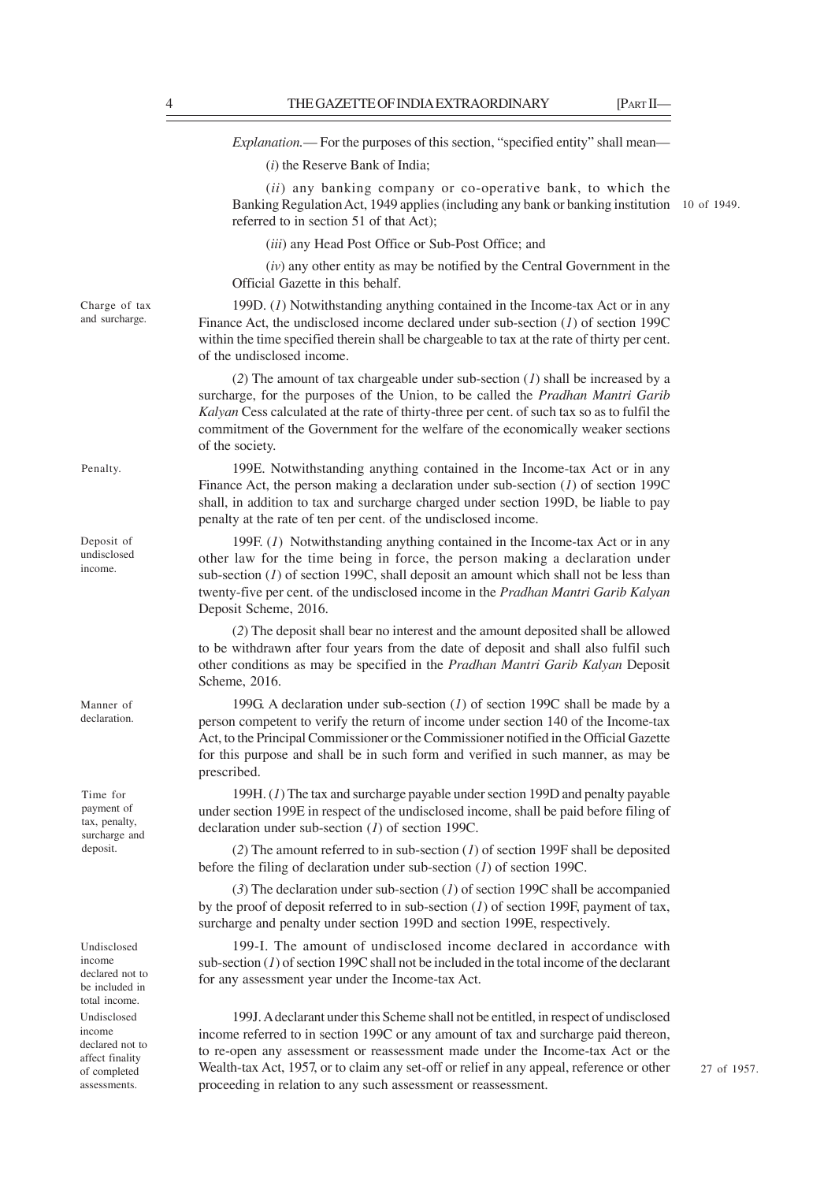*Explanation.*— For the purposes of this section, "specified entity" shall mean—

(*i*) the Reserve Bank of India;

(*ii*) any banking company or co-operative bank, to which the Banking Regulation Act, 1949 applies (including any bank or banking institution referred to in section 51 of that Act); 10 of 1949.

(*iii*) any Head Post Office or Sub-Post Office; and

(*iv*) any other entity as may be notified by the Central Government in the Official Gazette in this behalf.

Charge of tax and surcharge.

199D. (*1*) Notwithstanding anything contained in the Income-tax Act or in any Finance Act, the undisclosed income declared under sub-section (*1*) of section 199C within the time specified therein shall be chargeable to tax at the rate of thirty per cent. of the undisclosed income.

(*2*) The amount of tax chargeable under sub-section (*1*) shall be increased by a surcharge, for the purposes of the Union, to be called the *Pradhan Mantri Garib Kalyan* Cess calculated at the rate of thirty-three per cent. of such tax so as to fulfil the commitment of the Government for the welfare of the economically weaker sections of the society.

Penalty.

199E. Notwithstanding anything contained in the Income-tax Act or in any Finance Act, the person making a declaration under sub-section (*1*) of section 199C shall, in addition to tax and surcharge charged under section 199D, be liable to pay penalty at the rate of ten per cent. of the undisclosed income.

Deposit of undisclosed income.

199F. (*1*) Notwithstanding anything contained in the Income-tax Act or in any other law for the time being in force, the person making a declaration under sub-section (*1*) of section 199C, shall deposit an amount which shall not be less than twenty-five per cent. of the undisclosed income in the *Pradhan Mantri Garib Kalyan* Deposit Scheme, 2016.

(*2*) The deposit shall bear no interest and the amount deposited shall be allowed to be withdrawn after four years from the date of deposit and shall also fulfil such other conditions as may be specified in the *Pradhan Mantri Garib Kalyan* Deposit Scheme, 2016.

Manner of declaration.

199G. A declaration under sub-section (*1*) of section 199C shall be made by a person competent to verify the return of income under section 140 of the Income-tax Act, to the Principal Commissioner or the Commissioner notified in the Official Gazette for this purpose and shall be in such form and verified in such manner, as may be prescribed.

Time for payment of tax, penalty, surcharge and deposit.

199H. (*1*) The tax and surcharge payable under section 199D and penalty payable under section 199E in respect of the undisclosed income, shall be paid before filing of declaration under sub-section (*1*) of section 199C.

(*2*) The amount referred to in sub-section (*1*) of section 199F shall be deposited before the filing of declaration under sub-section (*1*) of section 199C.

(*3*) The declaration under sub-section (*1*) of section 199C shall be accompanied by the proof of deposit referred to in sub-section (*1*) of section 199F, payment of tax, surcharge and penalty under section 199D and section 199E, respectively.

Undisclosed income declared not to be included in total income.

199-I. The amount of undisclosed income declared in accordance with sub-section (*1*) of section 199C shall not be included in the total income of the declarant for any assessment year under the Income-tax Act.

Undisclosed income declared not to affect finality of completed assessments.

199J. A declarant under this Scheme shall not be entitled, in respect of undisclosed income referred to in section 199C or any amount of tax and surcharge paid thereon, to re-open any assessment or reassessment made under the Income-tax Act or the Wealth-tax Act, 1957, or to claim any set-off or relief in any appeal, reference or other proceeding in relation to any such assessment or reassessment. 27 of 1957.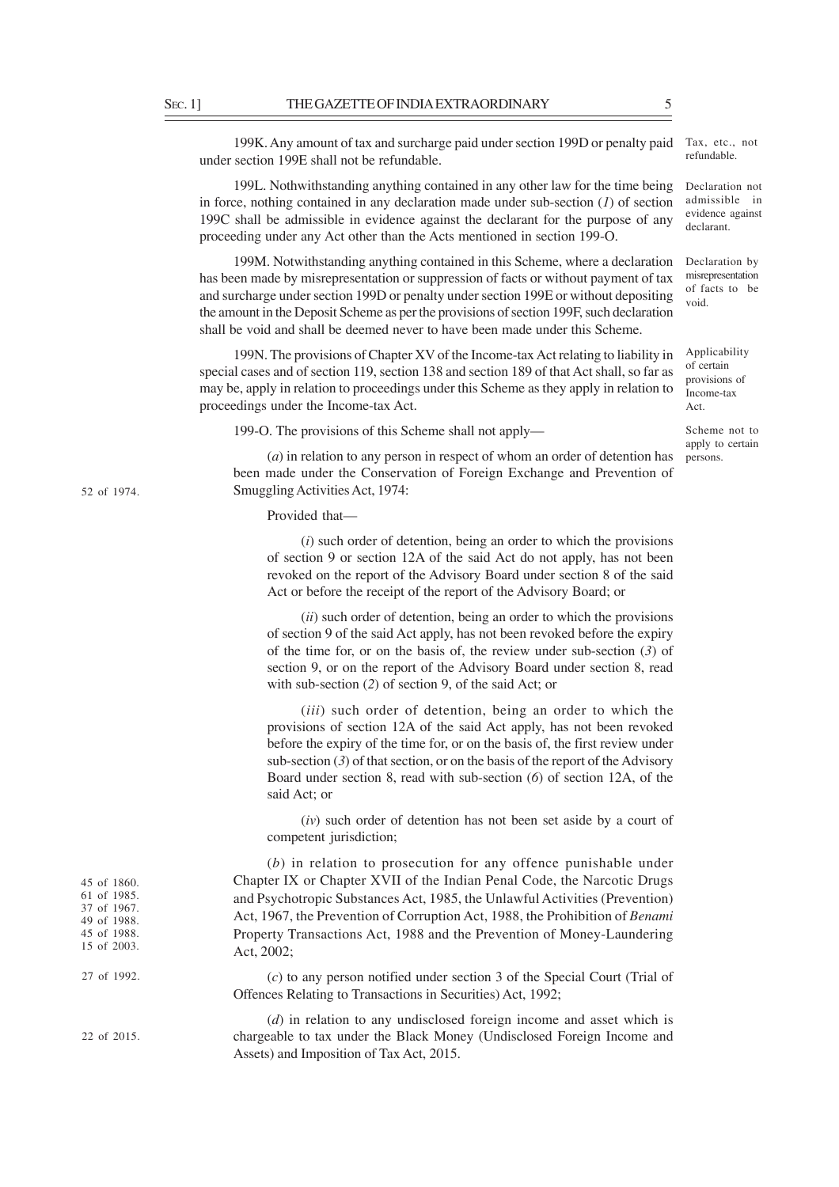199K. Any amount of tax and surcharge paid under section 199D or penalty paid under section 199E shall not be refundable.

Tax, etc., not refundable.

199L. Nothwithstanding anything contained in any other law for the time being in force, nothing contained in any declaration made under sub-section (*1*) of section 199C shall be admissible in evidence against the declarant for the purpose of any proceeding under any Act other than the Acts mentioned in section 199-O.

Declaration not admissible in evidence against declarant.

199M. Notwithstanding anything contained in this Scheme, where a declaration has been made by misrepresentation or suppression of facts or without payment of tax and surcharge under section 199D or penalty under section 199E or without depositing the amount in the Deposit Scheme as per the provisions of section 199F, such declaration shall be void and shall be deemed never to have been made under this Scheme.

Declaration by misrepresentation of facts to be void.

199N. The provisions of Chapter XV of the Income-tax Act relating to liability in special cases and of section 119, section 138 and section 189 of that Act shall, so far as may be, apply in relation to proceedings under this Scheme as they apply in relation to proceedings under the Income-tax Act.

Applicability of certain provisions of Income-tax Act.

199-O. The provisions of this Scheme shall not apply—

Scheme not to apply to certain persons.

(*a*) in relation to any person in respect of whom an order of detention has been made under the Conservation of Foreign Exchange and Prevention of Smuggling Activities Act, 1974:

52 of 1974.

Provided that—

(*i*) such order of detention, being an order to which the provisions of section 9 or section 12A of the said Act do not apply, has not been revoked on the report of the Advisory Board under section 8 of the said Act or before the receipt of the report of the Advisory Board; or

(*ii*) such order of detention, being an order to which the provisions of section 9 of the said Act apply, has not been revoked before the expiry of the time for, or on the basis of, the review under sub-section (*3*) of section 9, or on the report of the Advisory Board under section 8, read with sub-section (*2*) of section 9, of the said Act; or

(*iii*) such order of detention, being an order to which the provisions of section 12A of the said Act apply, has not been revoked before the expiry of the time for, or on the basis of, the first review under sub-section (*3*) of that section, or on the basis of the report of the Advisory Board under section 8, read with sub-section (*6*) of section 12A, of the said Act; or

(*iv*) such order of detention has not been set aside by a court of competent jurisdiction;

(*b*) in relation to prosecution for any offence punishable under Chapter IX or Chapter XVII of the Indian Penal Code, the Narcotic Drugs and Psychotropic Substances Act, 1985, the Unlawful Activities (Prevention) Act, 1967, the Prevention of Corruption Act, 1988, the Prohibition of *Benami* Property Transactions Act, 1988 and the Prevention of Money-Laundering Act, 2002;

45 of 1860.
61 of 1985.
37 of 1967.
49 of 1988.
45 of 1988.
15 of 2003.

(*c*) to any person notified under section 3 of the Special Court (Trial of Offences Relating to Transactions in Securities) Act, 1992;

27 of 1992.

(*d*) in relation to any undisclosed foreign income and asset which is chargeable to tax under the Black Money (Undisclosed Foreign Income and Assets) and Imposition of Tax Act, 2015.

22 of 2015.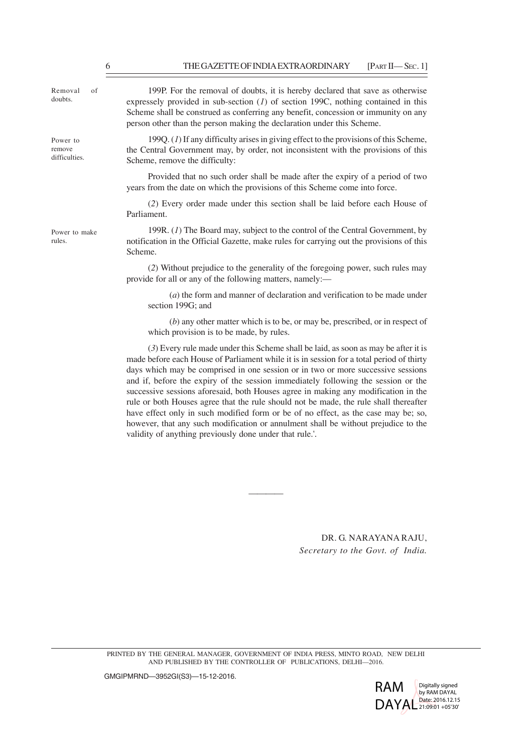Removal of doubts.

199P. For the removal of doubts, it is hereby declared that save as otherwise expressly provided in sub-section (*1*) of section 199C, nothing contained in this Scheme shall be construed as conferring any benefit, concession or immunity on any person other than the person making the declaration under this Scheme.

Power to remove difficulties.

199Q. (*1*) If any difficulty arises in giving effect to the provisions of this Scheme, the Central Government may, by order, not inconsistent with the provisions of this Scheme, remove the difficulty:

Provided that no such order shall be made after the expiry of a period of two years from the date on which the provisions of this Scheme come into force.

(*2*) Every order made under this section shall be laid before each House of Parliament.

Power to make rules.

199R. (*1*) The Board may, subject to the control of the Central Government, by notification in the Official Gazette, make rules for carrying out the provisions of this Scheme.

(*2*) Without prejudice to the generality of the foregoing power, such rules may provide for all or any of the following matters, namely:—

(*a*) the form and manner of declaration and verification to be made under section 199G; and

(*b*) any other matter which is to be, or may be, prescribed, or in respect of which provision is to be made, by rules.

(*3*) Every rule made under this Scheme shall be laid, as soon as may be after it is made before each House of Parliament while it is in session for a total period of thirty days which may be comprised in one session or in two or more successive sessions and if, before the expiry of the session immediately following the session or the successive sessions aforesaid, both Houses agree in making any modification in the rule or both Houses agree that the rule should not be made, the rule shall thereafter have effect only in such modified form or be of no effect, as the case may be; so, however, that any such modification or annulment shall be without prejudice to the validity of anything previously done under that rule.'.

————

DR. G. NARAYANA RAJU,
*Secretary to the Govt. of India.*

PRINTED BY THE GENERAL MANAGER, GOVERNMENT OF INDIA PRESS, MINTO ROAD, NEW DELHI AND PUBLISHED BY THE CONTROLLER OF PUBLICATIONS, DELHI—2016.

GMGIPMRND—3952GI(S3)—15-12-2016.

RAM DAYAL Digitally signed by RAM DAYAL Date: 2016.12.15 21:09:01 +05'30'